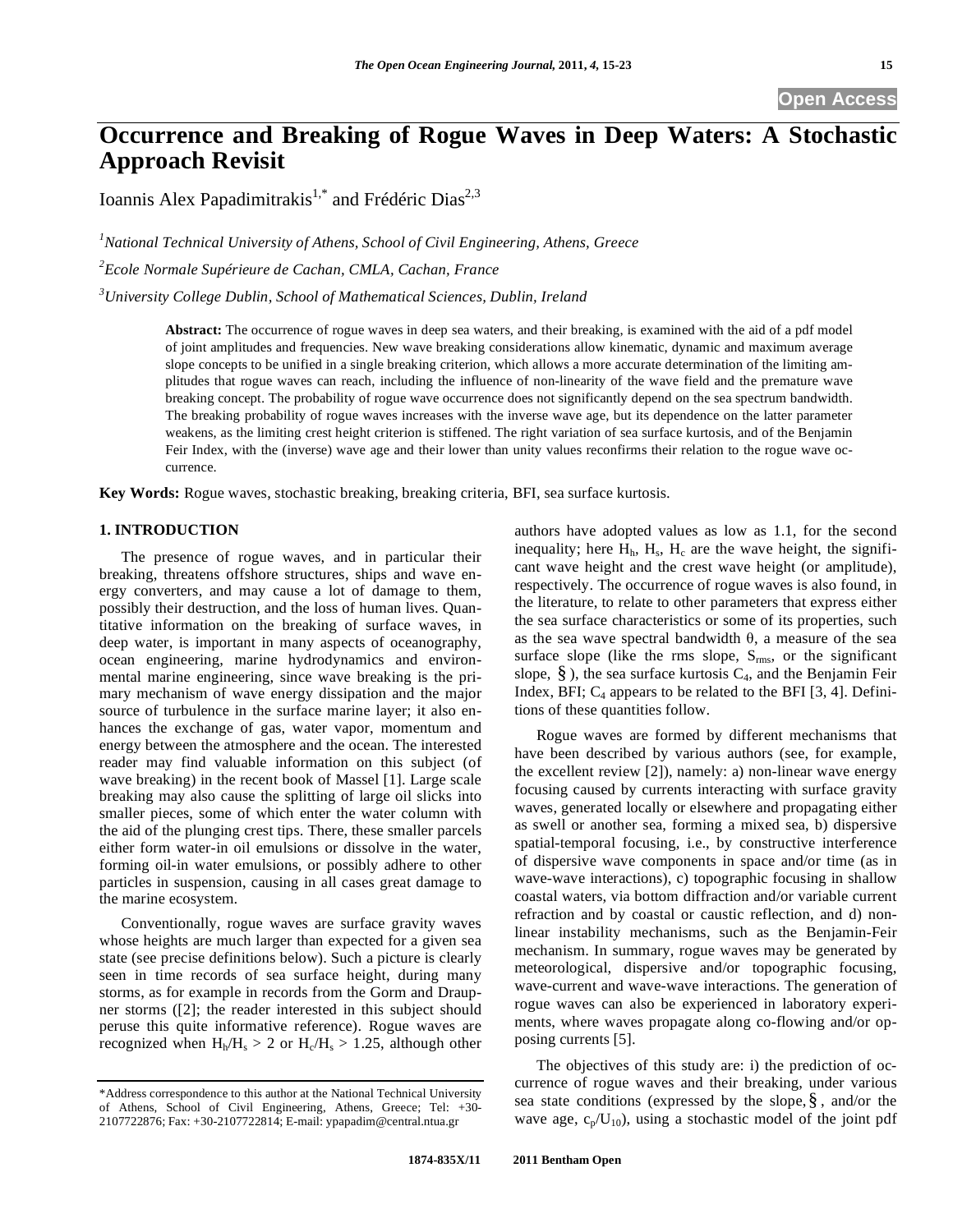Open Access

# Occurrence and Breaking of Rogue Waves in Deep Waters: A Stochastic Approach Revisit

Ioannis Alex Papadimitrakis[1,*] and Frédéric Dias[2,3]

[1]National Technical University of Athens, School of Civil Engineering, Athens, Greece

[2]Ecole Normale Supérieure de Cachan, CMLA, Cachan, France

[3]University College Dublin, School of Mathematical Sciences, Dublin, Ireland

**Abstract:** The occurrence of rogue waves in deep sea waters, and their breaking, is examined with the aid of a pdf model of joint amplitudes and frequencies. New wave breaking considerations allow kinematic, dynamic and maximum average slope concepts to be unified in a single breaking criterion, which allows a more accurate determination of the limiting amplitudes that rogue waves can reach, including the influence of non-linearity of the wave field and the premature wave breaking concept. The probability of rogue wave occurrence does not significantly depend on the sea spectrum bandwidth. The breaking probability of rogue waves increases with the inverse wave age, but its dependence on the latter parameter weakens, as the limiting crest height criterion is stiffened. The right variation of sea surface kurtosis, and of the Benjamin Feir Index, with the (inverse) wave age and their lower than unity values reconfirms their relation to the rogue wave occurrence.

**Key Words:** Rogue waves, stochastic breaking, breaking criteria, BFI, sea surface kurtosis.

## 1. INTRODUCTION

The presence of rogue waves, and in particular their breaking, threatens offshore structures, ships and wave energy converters, and may cause a lot of damage to them, possibly their destruction, and the loss of human lives. Quantitative information on the breaking of surface waves, in deep water, is important in many aspects of oceanography, ocean engineering, marine hydrodynamics and environmental marine engineering, since wave breaking is the primary mechanism of wave energy dissipation and the major source of turbulence in the surface marine layer; it also enhances the exchange of gas, water vapor, momentum and energy between the atmosphere and the ocean. The interested reader may find valuable information on this subject (of wave breaking) in the recent book of Massel [1]. Large scale breaking may also cause the splitting of large oil slicks into smaller pieces, some of which enter the water column with the aid of the plunging crest tips. There, these smaller parcels either form water-in oil emulsions or dissolve in the water, forming oil-in water emulsions, or possibly adhere to other particles in suspension, causing in all cases great damage to the marine ecosystem.

Conventionally, rogue waves are surface gravity waves whose heights are much larger than expected for a given sea state (see precise definitions below). Such a picture is clearly seen in time records of sea surface height, during many storms, as for example in records from the Gorm and Draupner storms ([2]; the reader interested in this subject should peruse this quite informative reference). Rogue waves are recognized when $H_h/H_s > 2$ or $H_c/H_s > 1.25$, although other authors have adopted values as low as 1.1, for the second inequality; here $H_h$, $H_s$, $H_c$ are the wave height, the significant wave height and the crest wave height (or amplitude), respectively. The occurrence of rogue waves is also found, in the literature, to relate to other parameters that express either the sea surface characteristics or some of its properties, such as the sea wave spectral bandwidth $\theta$, a measure of the sea surface slope (like the rms slope, $S_{rms}$, or the significant slope, $\S$), the sea surface kurtosis $C_4$, and the Benjamin Feir Index, BFI; $C_4$ appears to be related to the BFI [3, 4]. Definitions of these quantities follow.

Rogue waves are formed by different mechanisms that have been described by various authors (see, for example, the excellent review [2]), namely: a) non-linear wave energy focusing caused by currents interacting with surface gravity waves, generated locally or elsewhere and propagating either as swell or another sea, forming a mixed sea, b) dispersive spatial-temporal focusing, i.e., by constructive interference of dispersive wave components in space and/or time (as in wave-wave interactions), c) topographic focusing in shallow coastal waters, via bottom diffraction and/or variable current refraction and by coastal or caustic reflection, and d) non-linear instability mechanisms, such as the Benjamin-Feir mechanism. In summary, rogue waves may be generated by meteorological, dispersive and/or topographic focusing, wave-current and wave-wave interactions. The generation of rogue waves can also be experienced in laboratory experiments, where waves propagate along co-flowing and/or opposing currents [5].

The objectives of this study are: i) the prediction of occurrence of rogue waves and their breaking, under various sea state conditions (expressed by the slope, $\S$, and/or the wave age, $c_p/U_{10}$), using a stochastic model of the joint pdf

*Address correspondence to this author at the National Technical University of Athens, School of Civil Engineering, Athens, Greece; Tel: +30-2107722876; Fax: +30-2107722814; E-mail: ypapadim@central.ntua.gr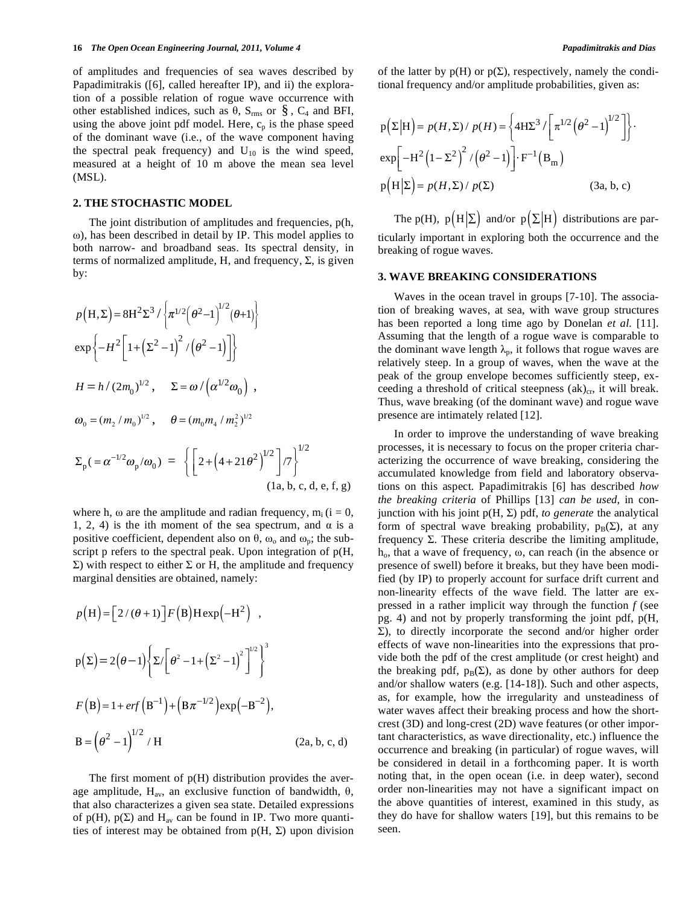of amplitudes and frequencies of sea waves described by Papadimitrakis ([6], called hereafter IP), and ii) the exploration of a possible relation of rogue wave occurrence with other established indices, such as $\theta$, $S_{rms}$ or $\S$, $C_4$ and BFI, using the above joint pdf model. Here, $c_p$ is the phase speed of the dominant wave (i.e., of the wave component having the spectral peak frequency) and $U_{10}$ is the wind speed, measured at a height of 10 m above the mean sea level (MSL).

## 2. THE STOCHASTIC MODEL

The joint distribution of amplitudes and frequencies, p(h, ω), has been described in detail by IP. This model applies to both narrow- and broadband seas. Its spectral density, in terms of normalized amplitude, H, and frequency, Σ, is given by:

$$p\left(\mathrm{H},\Sigma\right) = 8\mathrm{H}^2\Sigma^3 / \left\{\pi^{1/2}\left(\theta^2-1\right)^{1/2}(\theta+1)\right\}$$

$$\exp\left\{-H^2\left[1+\left(\Sigma^2-1\right)^2/\left(\theta^2-1\right)\right]\right\}$$

$$H = h/(2m_0)^{1/2}, \quad \Sigma = \omega/\left(\alpha^{1/2}\omega_0\right),$$

$$\omega_0 = (m_2/m_0)^{1/2}, \quad \theta = (m_0 m_4/m_2^2)^{1/2}$$

$$\Sigma_p\left(=\alpha^{-1/2}\omega_p/\omega_0\right) = \left\{\left[2+\left(4+21\theta^2\right)^{1/2}\right]/7\right\}^{1/2} \quad \text{(1a, b, c, d, e, f, g)}$$

where h, ω are the amplitude and radian frequency, $m_i$ (i = 0, 1, 2, 4) is the ith moment of the sea spectrum, and α is a positive coefficient, dependent also on θ, $\omega_o$ and $\omega_p$; the subscript p refers to the spectral peak. Upon integration of p(H, Σ) with respect to either Σ or H, the amplitude and frequency marginal densities are obtained, namely:

$$p\left(\mathrm{H}\right) = \left[2/(\theta+1)\right]F\left(\mathrm{B}\right)\mathrm{H}\exp\left(-\mathrm{H}^2\right),$$

$$\mathrm{p}\left(\Sigma\right) = 2\left(\theta-1\right)\left\{\Sigma/\left[\theta^2-1+\left(\Sigma^2-1\right)^2\right]^{1/2}\right\}^3$$

$$F\left(\mathrm{B}\right) = 1+erf\left(\mathrm{B}^{-1}\right)+\left(\mathrm{B}\pi^{-1/2}\right)\exp\left(-\mathrm{B}^{-2}\right),$$

$$\mathrm{B} = \left(\theta^2-1\right)^{1/2}/\mathrm{H} \quad \text{(2a, b, c, d)}$$

The first moment of p(H) distribution provides the average amplitude, $H_{av}$, an exclusive function of bandwidth, θ, that also characterizes a given sea state. Detailed expressions of p(H), p(Σ) and $H_{av}$ can be found in IP. Two more quantities of interest may be obtained from p(H, Σ) upon division of the latter by p(H) or p(Σ), respectively, namely the conditional frequency and/or amplitude probabilities, given as:

$$\mathrm{p}\left(\Sigma\middle|\mathrm{H}\right) = p(H,\Sigma)/p(H) = \left\{4\mathrm{H}\Sigma^3/\left[\pi^{1/2}\left(\theta^2-1\right)^{1/2}\right]\right\}\cdot$$

$$\exp\left[-\mathrm{H}^2\left(1-\Sigma^2\right)^2/\left(\theta^2-1\right)\right]\cdot \mathrm{F}^{-1}\left(\mathrm{B_m}\right)$$

$$\mathrm{p}\left(\mathrm{H}\middle|\Sigma\right) = p(H,\Sigma)/p(\Sigma) \quad \text{(3a, b, c)}$$

The p(H), $\mathrm{p}\left(\mathrm{H}\middle|\Sigma\right)$ and/or $\mathrm{p}\left(\Sigma\middle|\mathrm{H}\right)$ distributions are particularly important in exploring both the occurrence and the breaking of rogue waves.

## 3. WAVE BREAKING CONSIDERATIONS

Waves in the ocean travel in groups [7-10]. The association of breaking waves, at sea, with wave group structures has been reported a long time ago by Donelan *et al.* [11]. Assuming that the length of a rogue wave is comparable to the dominant wave length $\lambda_p$, it follows that rogue waves are relatively steep. In a group of waves, when the wave at the peak of the group envelope becomes sufficiently steep, exceeding a threshold of critical steepness $(ak)_{cr}$, it will break. Thus, wave breaking (of the dominant wave) and rogue wave presence are intimately related [12].

In order to improve the understanding of wave breaking processes, it is necessary to focus on the proper criteria characterizing the occurrence of wave breaking, considering the accumulated knowledge from field and laboratory observations on this aspect. Papadimitrakis [6] has described *how the breaking criteria* of Phillips [13] *can be used*, in conjunction with his joint p(H, Σ) pdf, *to generate* the analytical form of spectral wave breaking probability, $p_B(\Sigma)$, at any frequency Σ. These criteria describe the limiting amplitude, $h_o$, that a wave of frequency, ω, can reach (in the absence or presence of swell) before it breaks, but they have been modified (by IP) to properly account for surface drift current and non-linearity effects of the wave field. The latter are expressed in a rather implicit way through the function *f* (see pg. 4) and not by properly transforming the joint pdf, p(H, Σ), to directly incorporate the second and/or higher order effects of wave non-linearities into the expressions that provide both the pdf of the crest amplitude (or crest height) and the breaking pdf, $p_B(\Sigma)$, as done by other authors for deep and/or shallow waters (e.g. [14-18]). Such and other aspects, as, for example, how the irregularity and unsteadiness of water waves affect their breaking process and how the short-crest (3D) and long-crest (2D) wave features (or other important characteristics, as wave directionality, etc.) influence the occurrence and breaking (in particular) of rogue waves, will be considered in detail in a forthcoming paper. It is worth noting that, in the open ocean (i.e. in deep water), second order non-linearities may not have a significant impact on the above quantities of interest, examined in this study, as they do have for shallow waters [19], but this remains to be seen.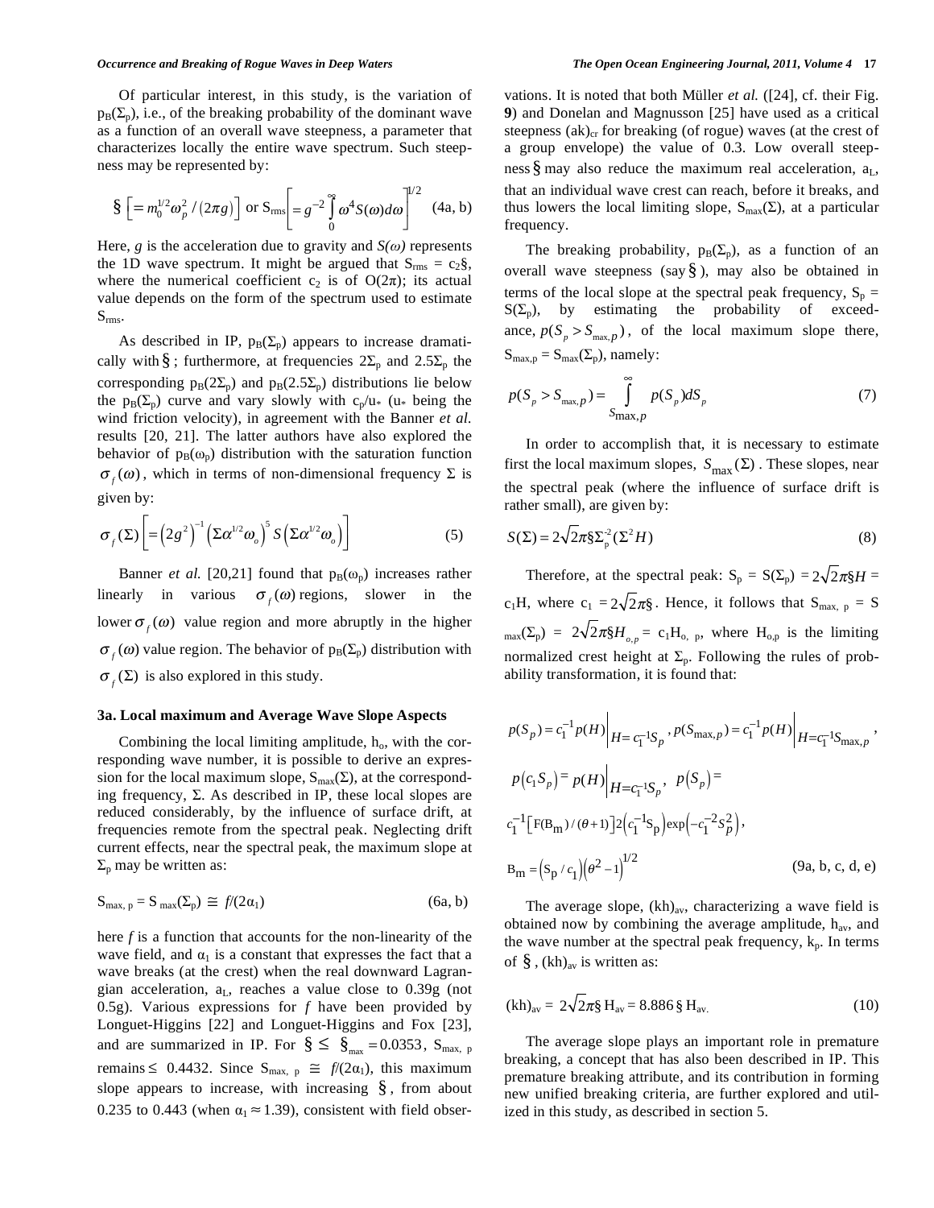Of particular interest, in this study, is the variation of $p_B(\Sigma_p)$, i.e., of the breaking probability of the dominant wave as a function of an overall wave steepness, a parameter that characterizes locally the entire wave spectrum. Such steepness may be represented by:

$$§\left[= m_0^{1/2}\omega_p^2/(2\pi g)\right] \text{ or } S_{rms}\left[= g^{-2}\int_0^{\infty}\omega^4 S(\omega)d\omega\right]^{1/2} \quad \text{(4a, b)}$$

Here, $g$ is the acceleration due to gravity and $S(\omega)$ represents the 1D wave spectrum. It might be argued that $S_{rms} = c_2§$, where the numerical coefficient $c_2$ is of $O(2\pi)$; its actual value depends on the form of the spectrum used to estimate $S_{rms}$.

As described in IP, $p_B(\Sigma_p)$ appears to increase dramatically with $§$; furthermore, at frequencies $2\Sigma_p$ and $2.5\Sigma_p$ the corresponding $p_B(2\Sigma_p)$ and $p_B(2.5\Sigma_p)$ distributions lie below the $p_B(\Sigma_p)$ curve and vary slowly with $c_p/u_*$ ($u_*$ being the wind friction velocity), in agreement with the Banner *et al.* results [20, 21]. The latter authors have also explored the behavior of $p_B(\omega_p)$ distribution with the saturation function $\sigma_f(\omega)$, which in terms of non-dimensional frequency $\Sigma$ is given by:

$$\sigma_f(\Sigma)\left[=\left(2g^2\right)^{-1}\left(\Sigma\alpha^{1/2}\omega_o\right)^5 S\left(\Sigma\alpha^{1/2}\omega_o\right)\right] \quad (5)$$

Banner *et al.* [20,21] found that $p_B(\omega_p)$ increases rather linearly in various $\sigma_f(\omega)$ regions, slower in the lower $\sigma_f(\omega)$ value region and more abruptly in the higher $\sigma_f(\omega)$ value region. The behavior of $p_B(\Sigma_p)$ distribution with $\sigma_f(\Sigma)$ is also explored in this study.

### 3a. Local maximum and Average Wave Slope Aspects

Combining the local limiting amplitude, $h_o$, with the corresponding wave number, it is possible to derive an expression for the local maximum slope, $S_{max}(\Sigma)$, at the corresponding frequency, $\Sigma$. As described in IP, these local slopes are reduced considerably, by the influence of surface drift, at frequencies remote from the spectral peak. Neglecting drift current effects, near the spectral peak, the maximum slope at $\Sigma_p$ may be written as:

$$S_{max,\,p} = S_{max}(\Sigma_p) \cong f/(2\alpha_1) \quad \text{(6a, b)}$$

here $f$ is a function that accounts for the non-linearity of the wave field, and $\alpha_1$ is a constant that expresses the fact that a wave breaks (at the crest) when the real downward Lagrangian acceleration, $a_L$, reaches a value close to 0.39g (not 0.5g). Various expressions for $f$ have been provided by Longuet-Higgins [22] and Longuet-Higgins and Fox [23], and are summarized in IP. For $§ \leq §_{max} = 0.0353$, $S_{max,\,p}$ remains $\leq$ 0.4432. Since $S_{max,\,p} \cong f/(2\alpha_1)$, this maximum slope appears to increase, with increasing $§$, from about 0.235 to 0.443 (when $\alpha_1 \approx 1.39$), consistent with field observations. It is noted that both Müller *et al.* ([24], cf. their Fig. **9**) and Donelan and Magnusson [25] have used as a critical steepness $(ak)_{cr}$ for breaking (of rogue) waves (at the crest of a group envelope) the value of 0.3. Low overall steepness $§$ may also reduce the maximum real acceleration, $a_L$, that an individual wave crest can reach, before it breaks, and thus lowers the local limiting slope, $S_{max}(\Sigma)$, at a particular frequency.

The breaking probability, $p_B(\Sigma_p)$, as a function of an overall wave steepness (say $§$), may also be obtained in terms of the local slope at the spectral peak frequency, $S_p = S(\Sigma_p)$, by estimating the probability of exceedance, $p(S_p > S_{max,p})$, of the local maximum slope there, $S_{max,p} = S_{max}(\Sigma_p)$, namely:

$$p(S_p > S_{max,p}) = \int_{S_{max,p}}^{\infty} p(S_p)dS_p \quad (7)$$

In order to accomplish that, it is necessary to estimate first the local maximum slopes, $S_{max}(\Sigma)$. These slopes, near the spectral peak (where the influence of surface drift is rather small), are given by:

$$S(\Sigma) = 2\sqrt{2}\pi§\Sigma_p^{-2}(\Sigma^2 H) \quad (8)$$

Therefore, at the spectral peak: $S_p = S(\Sigma_p) = 2\sqrt{2}\pi§H = c_1H$, where $c_1 = 2\sqrt{2}\pi§$. Hence, it follows that $S_{max,\,p} = S_{max}(\Sigma_p) = 2\sqrt{2}\pi§H_{o,p} = c_1H_{o,\,p}$, where $H_{o,p}$ is the limiting normalized crest height at $\Sigma_p$. Following the rules of probability transformation, it is found that:

$$p(S_p) = c_1^{-1}p(H)\Big|_{H=c_1^{-1}S_p},\; p(S_{max,p}) = c_1^{-1}p(H)\Big|_{H=c_1^{-1}S_{max,p}},$$

$$p\left(c_1S_p\right) = p(H)\Big|_{H=c_1^{-1}S_p},\quad p\left(S_p\right) =$$

$$c_1^{-1}\left[F(B_m)/(\theta+1)\right]2\left(c_1^{-1}S_p\right)\exp\left(-c_1^{-2}S_p^2\right),$$

$$B_m = \left(S_p/c_1\right)\left(\theta^2-1\right)^{1/2} \quad \text{(9a, b, c, d, e)}$$

The average slope, $(kh)_{av}$, characterizing a wave field is obtained now by combining the average amplitude, $h_{av}$, and the wave number at the spectral peak frequency, $k_p$. In terms of $§$, $(kh)_{av}$ is written as:

$$(kh)_{av} = 2\sqrt{2}\pi§\,H_{av} = 8.886\,§\,H_{av.} \quad (10)$$

The average slope plays an important role in premature breaking, a concept that has also been described in IP. This premature breaking attribute, and its contribution in forming new unified breaking criteria, are further explored and utilized in this study, as described in section 5.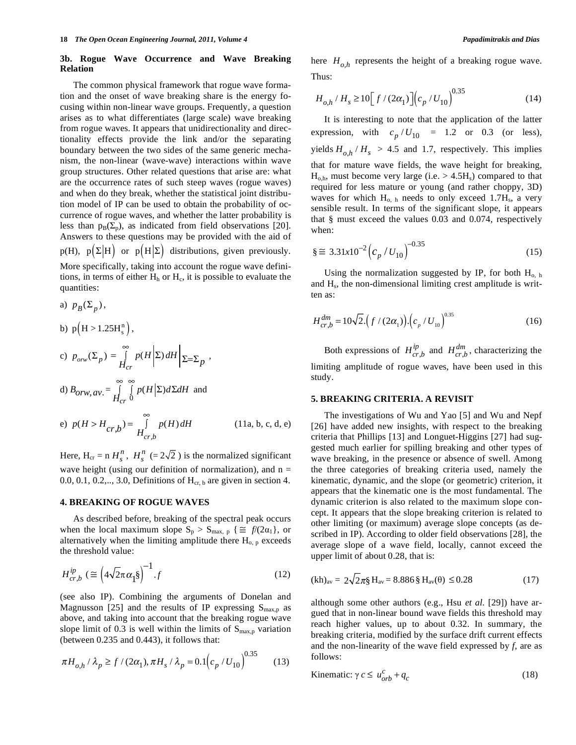### 3b. Rogue Wave Occurrence and Wave Breaking Relation

The common physical framework that rogue wave formation and the onset of wave breaking share is the energy focusing within non-linear wave groups. Frequently, a question arises as to what differentiates (large scale) wave breaking from rogue waves. It appears that unidirectionality and directionality effects provide the link and/or the separating boundary between the two sides of the same generic mechanism, the non-linear (wave-wave) interactions within wave group structures. Other related questions that arise are: what are the occurrence rates of such steep waves (rogue waves) and when do they break, whether the statistical joint distribution model of IP can be used to obtain the probability of occurrence of rogue waves, and whether the latter probability is less than $p_B(\Sigma_p)$, as indicated from field observations [20]. Answers to these questions may be provided with the aid of $p(H)$, $p(\Sigma|H)$ or $p(H|\Sigma)$ distributions, given previously. More specifically, taking into account the rogue wave definitions, in terms of either $H_h$ or $H_c$, it is possible to evaluate the quantities:

a) $p_B(\Sigma_p)$,

b) $p(H > 1.25H_s^n)$,

c) $p_{orw}(\Sigma_p) = \int_{H_{cr}}^{\infty} p(H|\Sigma)\, dH \Big|_{\Sigma=\Sigma_p}$ ,

d) $B_{orw,av.} = \int_{H_{cr}}^{\infty}\int_{0}^{\infty} p(H|\Sigma)\, d\Sigma\, dH$ and

e) $p(H > H_{cr,b}) = \int_{H_{cr,b}}^{\infty} p(H)\, dH$ (11a, b, c, d, e)

Here, $H_{cr} = n\, H_s^n$, $H_s^n$ ($= 2\sqrt{2}$) is the normalized significant wave height (using our definition of normalization), and n = 0.0, 0.1, 0.2,.., 3.0, Definitions of $H_{cr,\,b}$ are given in section 4.

## 4. BREAKING OF ROGUE WAVES

As described before, breaking of the spectral peak occurs when the local maximum slope $S_p > S_{max,\,p}$ {$\cong f/(2\alpha_1)$}, or alternatively when the limiting amplitude there $H_{o,\,p}$ exceeds the threshold value:

$$H_{cr,b}^{ip}\ \left(\cong \left(4\sqrt{2}\pi\alpha_1 \S\right)^{-1}.f\right. \tag{12}$$

(see also IP). Combining the arguments of Donelan and Magnusson [25] and the results of IP expressing $S_{max,p}$ as above, and taking into account that the breaking rogue wave slope limit of 0.3 is well within the limits of $S_{max,p}$ variation (between 0.235 and 0.443), it follows that:

$$\pi H_{o,h}/\lambda_p \geq f/(2\alpha_1), \pi H_s/\lambda_p = 0.1\left(c_p/U_{10}\right)^{0.35} \tag{13}$$

here $H_{o,h}$ represents the height of a breaking rogue wave. Thus:

$$H_{o,h}/H_s \geq 10\left[f/(2\alpha_1)\right]\left(c_p/U_{10}\right)^{0.35} \tag{14}$$

It is interesting to note that the application of the latter expression, with $c_p/U_{10}$ = 1.2 or 0.3 (or less), yields $H_{o,h}/H_s$ > 4.5 and 1.7, respectively. This implies that for mature wave fields, the wave height for breaking, $H_{o,h}$, must become very large (i.e. $> 4.5H_s$) compared to that required for less mature or young (and rather choppy, 3D) waves for which $H_{o,\,h}$ needs to only exceed $1.7H_s$, a very sensible result. In terms of the significant slope, it appears that § must exceed the values 0.03 and 0.074, respectively when:

$$\S \cong 3.31x10^{-2}\left(c_p/U_{10}\right)^{-0.35} \tag{15}$$

Using the normalization suggested by IP, for both $H_{o,\,h}$ and $H_s$, the non-dimensional limiting crest amplitude is written as:

$$H_{cr,b}^{dm} = 10\sqrt{2}.\left(f/(2\alpha_1)\right).\left(c_p/U_{10}\right)^{0.35} \tag{16}$$

Both expressions of $H_{cr,b}^{ip}$ and $H_{cr,b}^{dm}$, characterizing the limiting amplitude of rogue waves, have been used in this study.

## 5. BREAKING CRITERIA. A REVISIT

The investigations of Wu and Yao [5] and Wu and Nepf [26] have added new insights, with respect to the breaking criteria that Phillips [13] and Longuet-Higgins [27] had suggested much earlier for spilling breaking and other types of wave breaking, in the presence or absence of swell. Among the three categories of breaking criteria used, namely the kinematic, dynamic, and the slope (or geometric) criterion, it appears that the kinematic one is the most fundamental. The dynamic criterion is also related to the maximum slope concept. It appears that the slope breaking criterion is related to other limiting (or maximum) average slope concepts (as described in IP). According to older field observations [28], the average slope of a wave field, locally, cannot exceed the upper limit of about 0.28, that is:

$$(kh)_{av} = 2\sqrt{2}\pi\S\, H_{av} = 8.886\,\S\, H_{av}(\theta) \leq 0.28 \tag{17}$$

although some other authors (e.g., Hsu *et al*. [29]) have argued that in non-linear bound wave fields this threshold may reach higher values, up to about 0.32. In summary, the breaking criteria, modified by the surface drift current effects and the non-linearity of the wave field expressed by *f*, are as follows:

Kinematic: $\gamma\, c \leq u_{orb}^c + q_c$ (18)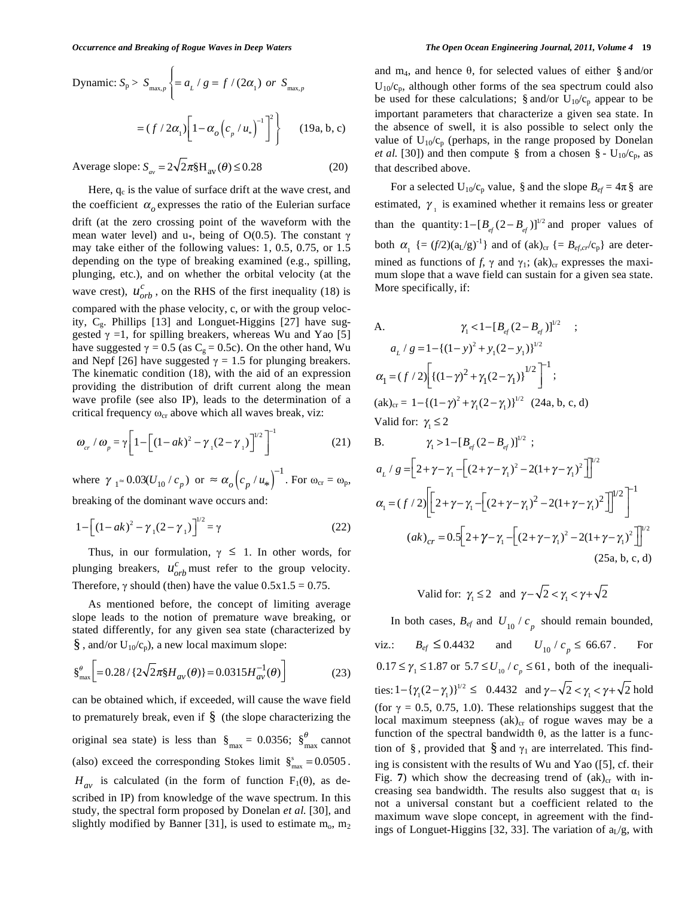Dynamic: $S_p > S_{max,p}\left\{= a_L / g = f/(2\alpha_1) \ or \ S_{max,p}\right.$

$$= (f/2\alpha_1)\left[1-\alpha_o\left(c_p/u_*\right)^{-1}\right]^2\Bigg\} \qquad (19a, b, c)$$

Average slope: $S_{av} = 2\sqrt{2}\pi§H_{av}(\theta) \le 0.28$ (20)

Here, $q_c$ is the value of surface drift at the wave crest, and the coefficient $\alpha_o$ expresses the ratio of the Eulerian surface drift (at the zero crossing point of the waveform with the mean water level) and $u_*$, being of O(0.5). The constant $\gamma$ may take either of the following values: 1, 0.5, 0.75, or 1.5 depending on the type of breaking examined (e.g., spilling, plunging, etc.), and on whether the orbital velocity (at the wave crest), $u^c_{orb}$, on the RHS of the first inequality (18) is compared with the phase velocity, c, or with the group velocity, $C_g$. Phillips [13] and Longuet-Higgins [27] have suggested $\gamma$ =1, for spilling breakers, whereas Wu and Yao [5] have suggested $\gamma$ = 0.5 (as $C_g$ = 0.5c). On the other hand, Wu and Nepf [26] have suggested $\gamma$ = 1.5 for plunging breakers. The kinematic condition (18), with the aid of an expression providing the distribution of drift current along the mean wave profile (see also IP), leads to the determination of a critical frequency $\omega_{cr}$ above which all waves break, viz:

$$\omega_{cr}/\omega_p = \gamma\left[1-\left[(1-ak)^2-\gamma_1(2-\gamma_1)\right]^{1/2}\right]^{-1} \qquad (21)$$

where $\gamma_1 \approx 0.03(U_{10}/c_p)$ or $\approx \alpha_o\left(c_p/u_*\right)^{-1}$. For $\omega_{cr} = \omega_p$, breaking of the dominant wave occurs and:

$$1-\left[(1-ak)^2-\gamma_1(2-\gamma_1)\right]^{1/2} = \gamma \qquad (22)$$

Thus, in our formulation, $\gamma \le 1$. In other words, for plunging breakers, $u^c_{orb}$ must refer to the group velocity. Therefore, $\gamma$ should (then) have the value 0.5x1.5 = 0.75.

As mentioned before, the concept of limiting average slope leads to the notion of premature wave breaking, or stated differently, for any given sea state (characterized by §, and/or $U_{10}/c_p$), a new local maximum slope:

$$§^{\theta}_{max}\left[= 0.28/\{2\sqrt{2}\pi§H_{av}(\theta)\} = 0.0315H^{-1}_{av}(\theta)\right] \qquad (23)$$

can be obtained which, if exceeded, will cause the wave field to prematurely break, even if § (the slope characterizing the original sea state) is less than $§_{max}$ = 0.0356; $§^{\theta}_{max}$ cannot (also) exceed the corresponding Stokes limit $§^{s}_{max} = 0.0505$. $H_{av}$ is calculated (in the form of function $F_1(\theta)$, as described in IP) from knowledge of the wave spectrum. In this study, the spectral form proposed by Donelan *et al.* [30], and slightly modified by Banner [31], is used to estimate $m_o$, $m_2$ and $m_4$, and hence $\theta$, for selected values of either § and/or $U_{10}/c_p$, although other forms of the sea spectrum could also be used for these calculations; § and/or $U_{10}/c_p$ appear to be important parameters that characterize a given sea state. In the absence of swell, it is also possible to select only the value of $U_{10}/c_p$ (perhaps, in the range proposed by Donelan *et al.* [30]) and then compute § from a chosen § - $U_{10}/c_p$, as that described above.

For a selected $U_{10}/c_p$ value, § and the slope $B_{ef} = 4\pi§$ are estimated, $\gamma_1$ is examined whether it remains less or greater than the quantity: $1-[B_{ef}(2-B_{ef})]^{1/2}$ and proper values of both $\alpha_1$ {= $(f/2)(a_L/g)^{-1}$} and of $(ak)_{cr}$ {= $B_{ef,cr}/c_p$} are determined as functions of $f$, $\gamma$ and $\gamma_1$; $(ak)_{cr}$ expresses the maximum slope that a wave field can sustain for a given sea state. More specifically, if:

A. $\gamma_1 < 1-[B_{ef}(2-B_{ef})]^{1/2}$ ;

$$a_L/g = 1-\{(1-y)^2+y_1(2-y_1)\}^{1/2}$$

$$\alpha_1 = (f/2)\left[\{(1-\gamma)^2+\gamma_1(2-\gamma_1)\}^{1/2}\right]^{-1};$$

$$(ak)_{cr} = 1-\{(1-\gamma)^2+\gamma_1(2-\gamma_1)\}^{1/2} \quad (24a, b, c, d)$$

Valid for: $\gamma_1 \le 2$

B. $\gamma_1 > 1-[B_{ef}(2-B_{ef})]^{1/2}$ ;

$$a_L/g = \left[2+\gamma-\gamma_1-\left[(2+\gamma-\gamma_1)^2-2(1+\gamma-\gamma_1)^2\right]\right]^{1/2}$$

$$\alpha_1 = (f/2)\left[\left[2+\gamma-\gamma_1-\left[(2+\gamma-\gamma_1)^2-2(1+\gamma-\gamma_1)^2\right]\right]^{1/2}\right]^{-1}$$

$$(ak)_{cr} = 0.5\left[2+\gamma-\gamma_1-\left[(2+\gamma-\gamma_1)^2-2(1+\gamma-\gamma_1)^2\right]\right]^{1/2}$$

(25a, b, c, d)

Valid for: $\gamma_1 \le 2$ and $\gamma-\sqrt{2} < \gamma_1 < \gamma+\sqrt{2}$

In both cases, $B_{ef}$ and $U_{10}/c_p$ should remain bounded, viz.: $B_{ef} \le 0.4432$ and $U_{10}/c_p \le 66.67$. For $0.17 \le \gamma_1 \le 1.87$ or $5.7 \le U_{10}/c_p \le 61$, both of the inequalities: $1-\{\gamma_1(2-\gamma_1)\}^{1/2} \le 0.4432$ and $\gamma-\sqrt{2} < \gamma_1 < \gamma+\sqrt{2}$ hold (for $\gamma$ = 0.5, 0.75, 1.0). These relationships suggest that the local maximum steepness $(ak)_{cr}$ of rogue waves may be a function of the spectral bandwidth $\theta$, as the latter is a function of §, provided that § and $\gamma_1$ are interrelated. This finding is consistent with the results of Wu and Yao ([5], cf. their Fig. **7**) which show the decreasing trend of $(ak)_{cr}$ with increasing sea bandwidth. The results also suggest that $\alpha_1$ is not a universal constant but a coefficient related to the maximum wave slope concept, in agreement with the findings of Longuet-Higgins [32, 33]. The variation of $a_L/g$, with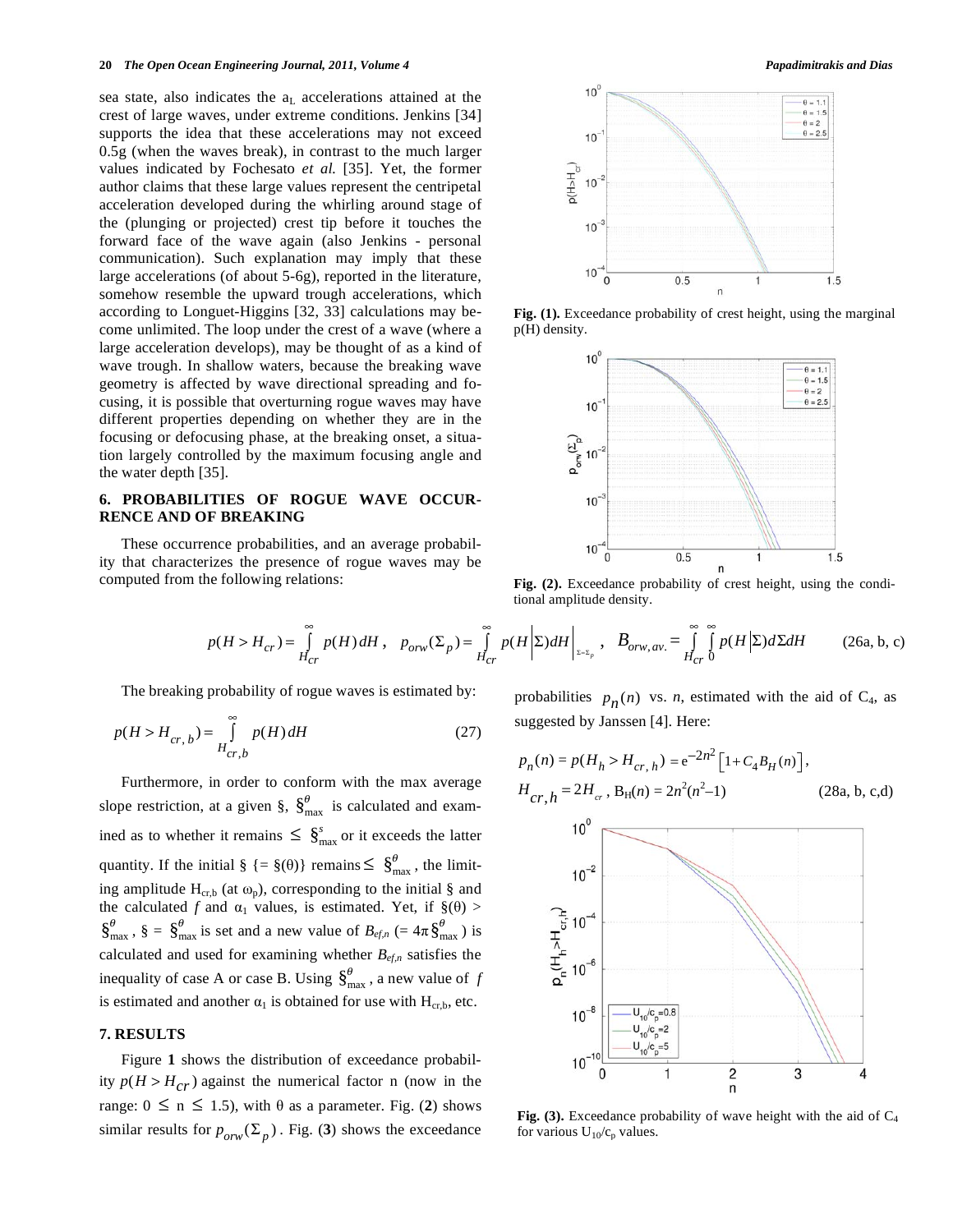sea state, also indicates the $a_L$ accelerations attained at the crest of large waves, under extreme conditions. Jenkins [34] supports the idea that these accelerations may not exceed 0.5g (when the waves break), in contrast to the much larger values indicated by Fochesato *et al.* [35]. Yet, the former author claims that these large values represent the centripetal acceleration developed during the whirling around stage of the (plunging or projected) crest tip before it touches the forward face of the wave again (also Jenkins - personal communication). Such explanation may imply that these large accelerations (of about 5-6g), reported in the literature, somehow resemble the upward trough accelerations, which according to Longuet-Higgins [32, 33] calculations may become unlimited. The loop under the crest of a wave (where a large acceleration develops), may be thought of as a kind of wave trough. In shallow waters, because the breaking wave geometry is affected by wave directional spreading and focusing, it is possible that overturning rogue waves may have different properties depending on whether they are in the focusing or defocusing phase, at the breaking onset, a situation largely controlled by the maximum focusing angle and the water depth [35].

## 6. PROBABILITIES OF ROGUE WAVE OCCURRENCE AND OF BREAKING

These occurrence probabilities, and an average probability that characterizes the presence of rogue waves may be computed from the following relations:

$$p(H > H_{cr}) = \int_{H_{cr}}^{\infty} p(H)\,dH\,, \quad p_{orw}(\Sigma_p) = \int_{H_{cr}}^{\infty} p(H|\Sigma)dH\Big|_{\Sigma=\Sigma_p}\,, \quad B_{orw,av.} = \int_{H_{cr}}^{\infty}\int_{0}^{\infty} p(H|\Sigma)d\Sigma dH \qquad \text{(26a, b, c)}$$

The breaking probability of rogue waves is estimated by:

$$p(H > H_{cr,b}) = \int_{H_{cr,b}}^{\infty} p(H)\,dH \qquad (27)$$

Furthermore, in order to conform with the max average slope restriction, at a given §, $§^{\theta}_{\max}$ is calculated and examined as to whether it remains $\leq §^{s}_{\max}$ or it exceeds the latter quantity. If the initial § {= §(θ)} remains $\leq §^{\theta}_{\max}$, the limiting amplitude $H_{cr,b}$ (at $\omega_p$), corresponding to the initial § and the calculated *f* and $\alpha_1$ values, is estimated. Yet, if §(θ) > $§^{\theta}_{\max}$, § = $§^{\theta}_{\max}$ is set and a new value of $B_{ef,n}$ (= $4\pi §^{\theta}_{\max}$) is calculated and used for examining whether $B_{ef,n}$ satisfies the inequality of case A or case B. Using $§^{\theta}_{\max}$, a new value of *f* is estimated and another $\alpha_1$ is obtained for use with $H_{cr,b}$, etc.

## 7. RESULTS

Figure **1** shows the distribution of exceedance probability $p(H > H_{cr})$ against the numerical factor n (now in the range: $0 \leq n \leq 1.5$), with θ as a parameter. Fig. (**2**) shows similar results for $p_{orw}(\Sigma_p)$. Fig. (**3**) shows the exceedance probabilities $p_n(n)$ vs. *n*, estimated with the aid of $C_4$, as suggested by Janssen [4]. Here:

$$p_n(n) = p(H_h > H_{cr,h}) = e^{-2n^2}\left[1 + C_4 B_H(n)\right],$$

$$H_{cr,h} = 2H_{cr}\,,\ B_H(n) = 2n^2(n^2-1) \qquad \text{(28a, b, c,d)}$$

**Fig. (1).** Exceedance probability of crest height, using the marginal p(H) density.

**Fig. (2).** Exceedance probability of crest height, using the conditional amplitude density.

**Fig. (3).** Exceedance probability of wave height with the aid of $C_4$ for various $U_{10}/c_p$ values.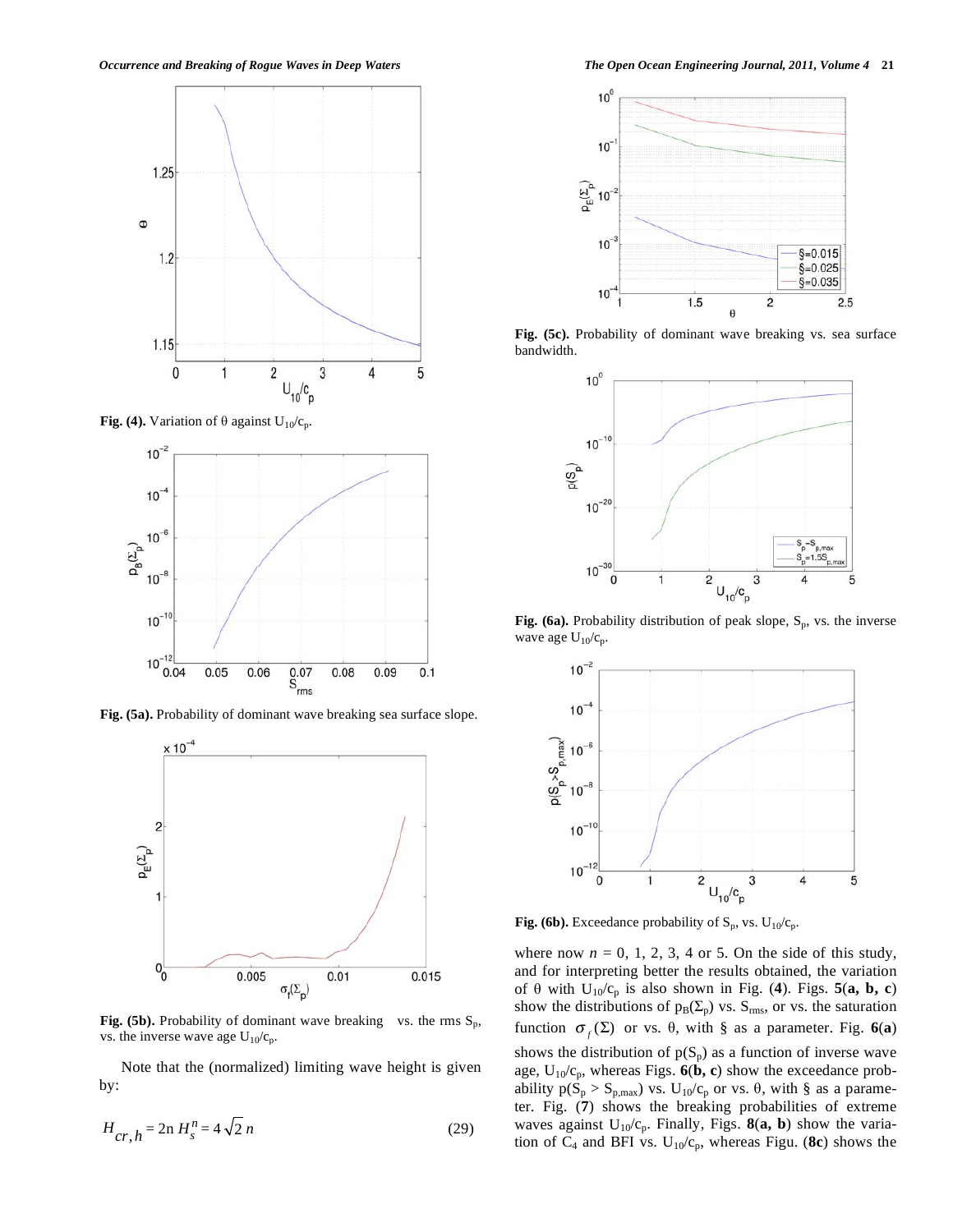Fig. (4). Variation of θ against $U_{10}/c_p$.

Fig. (5a). Probability of dominant wave breaking sea surface slope.

Fig. (5b). Probability of dominant wave breaking vs. the rms $S_p$, vs. the inverse wave age $U_{10}/c_p$.

Note that the (normalized) limiting wave height is given by:

$$H_{cr,h} = 2n\, H_s^n = 4\sqrt{2}\, n \tag{29}$$

Fig. (5c). Probability of dominant wave breaking vs. sea surface bandwidth.

Fig. (6a). Probability distribution of peak slope, $S_p$, vs. the inverse wave age $U_{10}/c_p$.

Fig. (6b). Exceedance probability of $S_p$, vs. $U_{10}/c_p$.

where now $n$ = 0, 1, 2, 3, 4 or 5. On the side of this study, and for interpreting better the results obtained, the variation of θ with $U_{10}/c_p$ is also shown in Fig. (**4**). Figs. **5**(**a, b, c**) show the distributions of $p_B(\Sigma_p)$ vs. $S_{rms}$, or vs. the saturation function $\sigma_f(\Sigma)$ or vs. θ, with § as a parameter. Fig. **6**(**a**) shows the distribution of $p(S_p)$ as a function of inverse wave age, $U_{10}/c_p$, whereas Figs. **6**(**b, c**) show the exceedance probability $p(S_p > S_{p,max})$ vs. $U_{10}/c_p$ or vs. θ, with § as a parameter. Fig. (**7**) shows the breaking probabilities of extreme waves against $U_{10}/c_p$. Finally, Figs. **8**(**a, b**) show the variation of $C_4$ and BFI vs. $U_{10}/c_p$, whereas Figu. (**8c**) shows the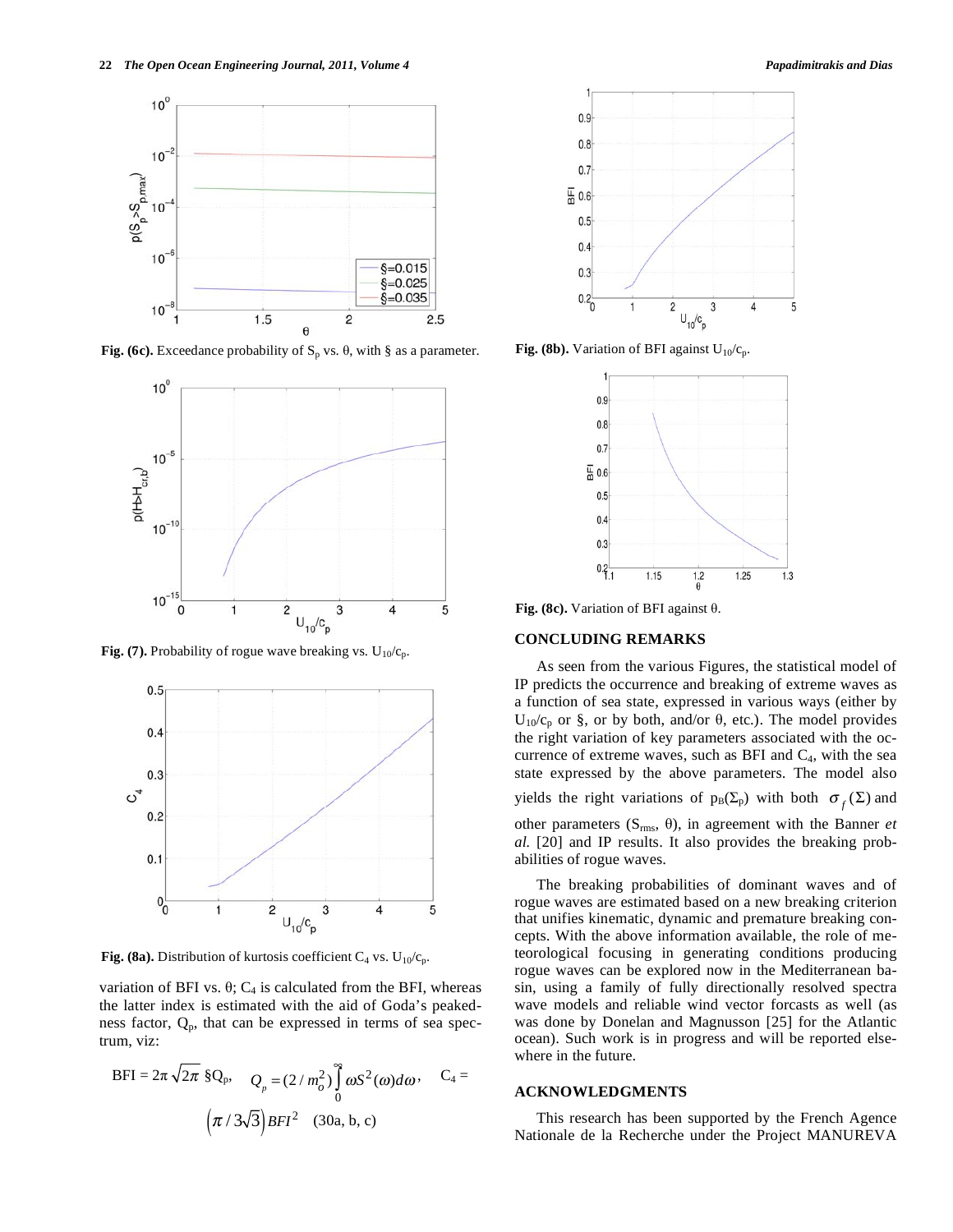Fig. (6c). Exceedance probability of $S_p$ vs. $\theta$, with § as a parameter.

Fig. (7). Probability of rogue wave breaking vs. $U_{10}/c_p$.

Fig. (8a). Distribution of kurtosis coefficient $C_4$ vs. $U_{10}/c_p$.

variation of BFI vs. $\theta$; $C_4$ is calculated from the BFI, whereas the latter index is estimated with the aid of Goda's peakedness factor, $Q_p$, that can be expressed in terms of sea spectrum, viz:

$$\text{BFI} = 2\pi\sqrt{2\pi}\ §Q_p, \quad Q_p = (2/m_o^2)\int_0^\infty \omega S^2(\omega)d\omega, \quad C_4 = \left(\pi/3\sqrt{3}\right)BFI^2 \quad \text{(30a, b, c)}$$

Fig. (8b). Variation of BFI against $U_{10}/c_p$.

Fig. (8c). Variation of BFI against $\theta$.

## CONCLUDING REMARKS

As seen from the various Figures, the statistical model of IP predicts the occurrence and breaking of extreme waves as a function of sea state, expressed in various ways (either by $U_{10}/c_p$ or §, or by both, and/or $\theta$, etc.). The model provides the right variation of key parameters associated with the occurrence of extreme waves, such as BFI and $C_4$, with the sea state expressed by the above parameters. The model also yields the right variations of $p_B(\Sigma_p)$ with both $\sigma_f(\Sigma)$ and other parameters ($S_{rms}$, $\theta$), in agreement with the Banner *et al.* [20] and IP results. It also provides the breaking probabilities of rogue waves.

The breaking probabilities of dominant waves and of rogue waves are estimated based on a new breaking criterion that unifies kinematic, dynamic and premature breaking concepts. With the above information available, the role of meteorological focusing in generating conditions producing rogue waves can be explored now in the Mediterranean basin, using a family of fully directionally resolved spectra wave models and reliable wind vector forcasts as well (as was done by Donelan and Magnusson [25] for the Atlantic ocean). Such work is in progress and will be reported elsewhere in the future.

## ACKNOWLEDGMENTS

This research has been supported by the French Agence Nationale de la Recherche under the Project MANUREVA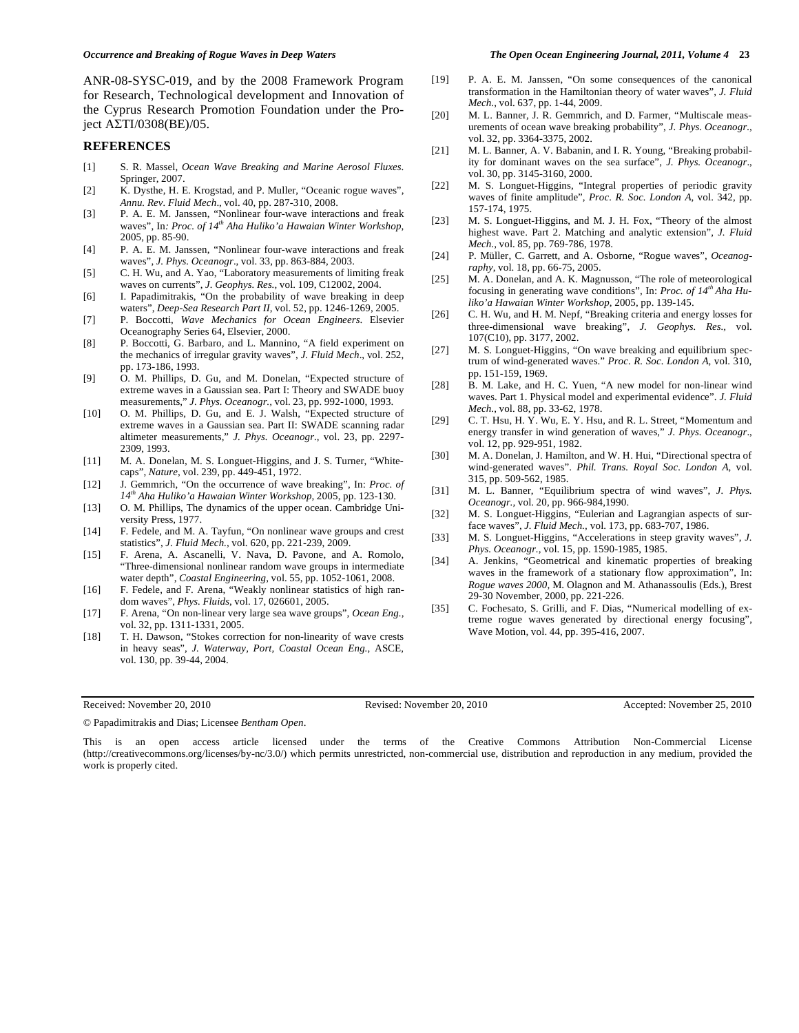ANR-08-SYSC-019, and by the 2008 Framework Program for Research, Technological development and Innovation of the Cyprus Research Promotion Foundation under the Project AΣTI/0308(BE)/05.

## REFERENCES

[1] S. R. Massel, *Ocean Wave Breaking and Marine Aerosol Fluxes*. Springer, 2007.

[2] K. Dysthe, H. E. Krogstad, and P. Muller, "Oceanic rogue waves", *Annu. Rev. Fluid Mech*., vol. 40, pp. 287-310, 2008.

[3] P. A. E. M. Janssen, "Nonlinear four-wave interactions and freak waves", In*: Proc. of 14th Aha Huliko'a Hawaian Winter Workshop*, 2005, pp. 85-90.

[4] P. A. E. M. Janssen, "Nonlinear four-wave interactions and freak waves", *J. Phys. Oceanogr*., vol. 33, pp. 863-884, 2003.

[5] C. H. Wu, and A. Yao, "Laboratory measurements of limiting freak waves on currents", *J. Geophys. Res.*, vol. 109, C12002, 2004.

[6] I. Papadimitrakis, "On the probability of wave breaking in deep waters", *Deep-Sea Research Part II*, vol. 52, pp. 1246-1269, 2005.

[7] P. Boccotti, *Wave Mechanics for Ocean Engineers*. Elsevier Oceanography Series 64, Elsevier, 2000.

[8] P. Boccotti, G. Barbaro, and L. Mannino, "A field experiment on the mechanics of irregular gravity waves", *J. Fluid Mech*., vol. 252, pp. 173-186, 1993.

[9] O. M. Phillips, D. Gu, and M. Donelan, "Expected structure of extreme waves in a Gaussian sea. Part I: Theory and SWADE buoy measurements," *J. Phys. Oceanogr.*, vol. 23, pp. 992-1000, 1993.

[10] O. M. Phillips, D. Gu, and E. J. Walsh, "Expected structure of extreme waves in a Gaussian sea. Part II: SWADE scanning radar altimeter measurements," *J. Phys. Oceanogr*., vol. 23, pp. 2297-2309, 1993.

[11] M. A. Donelan, M. S. Longuet-Higgins, and J. S. Turner, "Whitecaps", *Nature*, vol. 239, pp. 449-451, 1972.

[12] J. Gemmrich, "On the occurrence of wave breaking", In: *Proc. of 14th Aha Huliko'a Hawaian Winter Workshop*, 2005, pp. 123-130.

[13] O. M. Phillips, The dynamics of the upper ocean. Cambridge University Press, 1977.

[14] F. Fedele, and M. A. Tayfun, "On nonlinear wave groups and crest statistics", *J. Fluid Mech.*, vol. 620, pp. 221-239, 2009.

[15] F. Arena, A. Ascanelli, V. Nava, D. Pavone, and A. Romolo, "Three-dimensional nonlinear random wave groups in intermediate water depth", *Coastal Engineering*, vol. 55, pp. 1052-1061, 2008.

[16] F. Fedele, and F. Arena, "Weakly nonlinear statistics of high random waves", *Phys. Fluids*, vol. 17, 026601, 2005.

[17] F. Arena, "On non-linear very large sea wave groups", *Ocean Eng.*, vol. 32, pp. 1311-1331, 2005.

[18] T. H. Dawson, "Stokes correction for non-linearity of wave crests in heavy seas", *J. Waterway, Port, Coastal Ocean Eng.,* ASCE, vol. 130, pp. 39-44, 2004.

[19] P. A. E. M. Janssen, "On some consequences of the canonical transformation in the Hamiltonian theory of water waves", *J. Fluid Mech.*, vol. 637, pp. 1-44, 2009.

[20] M. L. Banner, J. R. Gemmrich, and D. Farmer, "Multiscale measurements of ocean wave breaking probability", *J. Phys. Oceanogr*., vol. 32, pp. 3364-3375, 2002.

[21] M. L. Banner, A. V. Babanin, and I. R. Young, "Breaking probability for dominant waves on the sea surface", *J. Phys. Oceanogr*., vol. 30, pp. 3145-3160, 2000.

[22] M. S. Longuet-Higgins, "Integral properties of periodic gravity waves of finite amplitude", *Proc. R. Soc. London A*, vol. 342, pp. 157-174, 1975.

[23] M. S. Longuet-Higgins, and M. J. H. Fox, "Theory of the almost highest wave. Part 2. Matching and analytic extension", *J. Fluid Mech.*, vol. 85, pp. 769-786, 1978.

[24] P. Müller, C. Garrett, and A. Osborne, "Rogue waves", *Oceanography*, vol. 18, pp. 66-75, 2005.

[25] M. A. Donelan, and A. K. Magnusson, "The role of meteorological focusing in generating wave conditions", In: *Proc. of 14th Aha Huliko'a Hawaian Winter Workshop*, 2005, pp. 139-145.

[26] C. H. Wu, and H. M. Nepf, "Breaking criteria and energy losses for three-dimensional wave breaking", *J. Geophys. Res.*, vol. 107(C10), pp. 3177, 2002.

[27] M. S. Longuet-Higgins, "On wave breaking and equilibrium spectrum of wind-generated waves." *Proc. R. Soc. London A*, vol. 310, pp. 151-159, 1969.

[28] B. M. Lake, and H. C. Yuen, "A new model for non-linear wind waves. Part 1. Physical model and experimental evidence". *J. Fluid Mech.*, vol. 88, pp. 33-62, 1978.

[29] C. T. Hsu, H. Y. Wu, E. Y. Hsu, and R. L. Street, "Momentum and energy transfer in wind generation of waves," *J. Phys. Oceanogr*., vol. 12, pp. 929-951, 1982.

[30] M. A. Donelan, J. Hamilton, and W. H. Hui, "Directional spectra of wind-generated waves". *Phil. Trans. Royal Soc. London A*, vol. 315, pp. 509-562, 1985.

[31] M. L. Banner, "Equilibrium spectra of wind waves", *J. Phys. Oceanogr.*, vol. 20, pp. 966-984,1990.

[32] M. S. Longuet-Higgins, "Eulerian and Lagrangian aspects of surface waves", *J. Fluid Mech.*, vol. 173, pp. 683-707, 1986.

[33] M. S. Longuet-Higgins, "Accelerations in steep gravity waves", *J. Phys. Oceanogr.*, vol. 15, pp. 1590-1985, 1985.

[34] A. Jenkins, "Geometrical and kinematic properties of breaking waves in the framework of a stationary flow approximation", In: *Rogue waves 2000*, M. Olagnon and M. Athanassoulis (Eds.), Brest 29-30 November, 2000, pp. 221-226.

[35] C. Fochesato, S. Grilli, and F. Dias, "Numerical modelling of extreme rogue waves generated by directional energy focusing", Wave Motion, vol. 44, pp. 395-416, 2007.

Received: November 20, 2010 Revised: November 20, 2010 Accepted: November 25, 2010

© Papadimitrakis and Dias; Licensee *Bentham Open*.

This is an open access article licensed under the terms of the Creative Commons Attribution Non-Commercial License (http://creativecommons.org/licenses/by-nc/3.0/) which permits unrestricted, non-commercial use, distribution and reproduction in any medium, provided the work is properly cited.